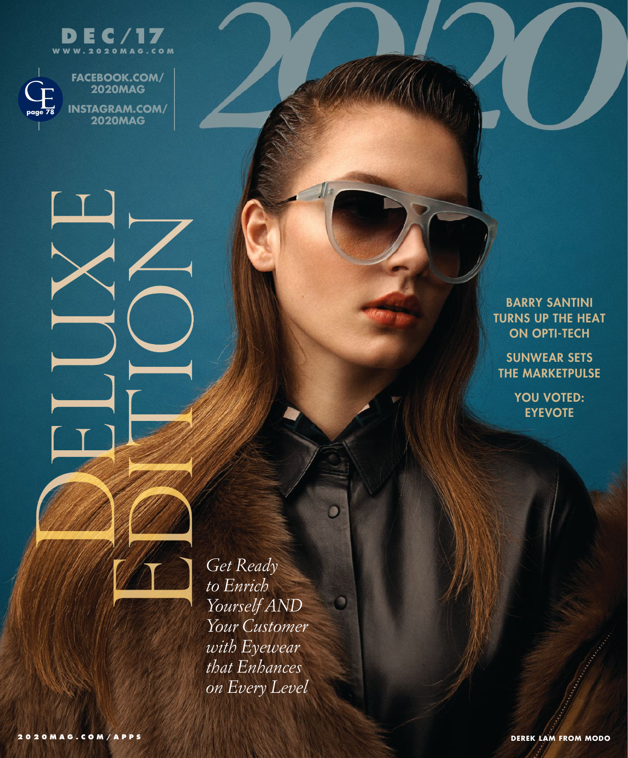# 20/20

DEC/17
WWW.2020MAG.COM

CE page 78

FACEBOOK.COM/2020MAG
INSTAGRAM.COM/2020MAG

## DELUXE EDITION

*Get Ready to Enrich Yourself AND Your Customer with Eyewear that Enhances on Every Level*

**BARRY SANTINI TURNS UP THE HEAT ON OPTI-TECH**

**SUNWEAR SETS THE MARKETPULSE**

**YOU VOTED: EYEVOTE**

2020MAG.COM/APPS

DEREK LAM FROM MODO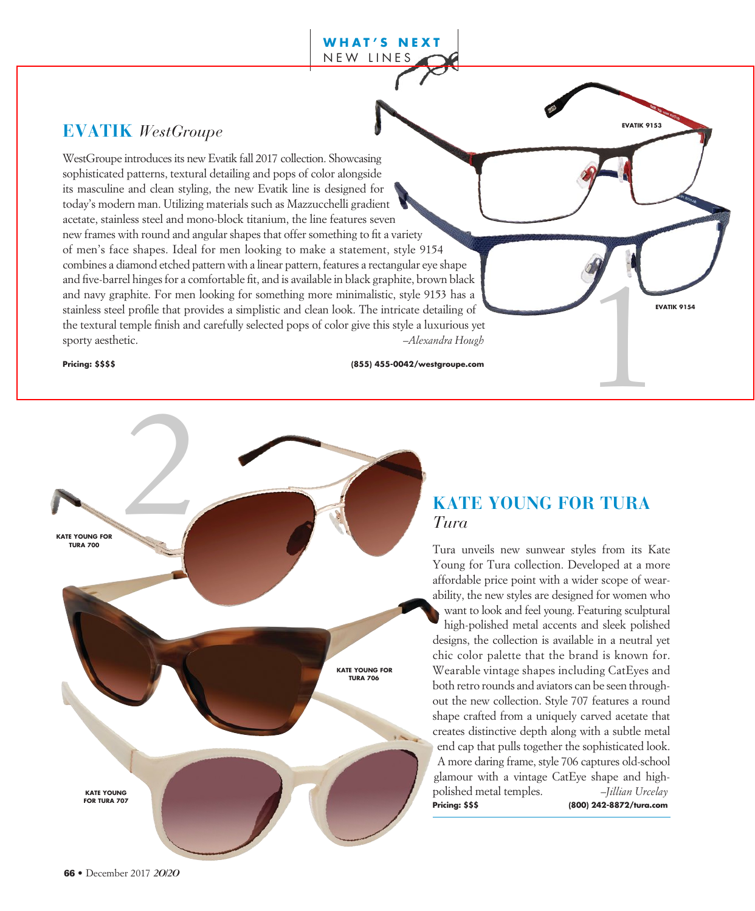WHAT'S NEXT
NEW LINES

## EVATIK *WestGroupe*

WestGroupe introduces its new Evatik fall 2017 collection. Showcasing sophisticated patterns, textural detailing and pops of color alongside its masculine and clean styling, the new Evatik line is designed for today's modern man. Utilizing materials such as Mazzucchelli gradient acetate, stainless steel and mono-block titanium, the line features seven new frames with round and angular shapes that offer something to fit a variety of men's face shapes. Ideal for men looking to make a statement, style 9154 combines a diamond etched pattern with a linear pattern, features a rectangular eye shape and five-barrel hinges for a comfortable fit, and is available in black graphite, brown black and navy graphite. For men looking for something more minimalistic, style 9153 has a stainless steel profile that provides a simplistic and clean look. The intricate detailing of the textural temple finish and carefully selected pops of color give this style a luxurious yet sporty aesthetic. *–Alexandra Hough*

**Pricing: $$$$** **(855) 455-0042/westgroupe.com**

EVATIK 9153

EVATIK 9154

1

2

KATE YOUNG FOR TURA 700

KATE YOUNG FOR TURA 706

KATE YOUNG FOR TURA 707

## KATE YOUNG FOR TURA *Tura*

Tura unveils new sunwear styles from its Kate Young for Tura collection. Developed at a more affordable price point with a wider scope of wearability, the new styles are designed for women who want to look and feel young. Featuring sculptural high-polished metal accents and sleek polished designs, the collection is available in a neutral yet chic color palette that the brand is known for. Wearable vintage shapes including CatEyes and both retro rounds and aviators can be seen throughout the new collection. Style 707 features a round shape crafted from a uniquely carved acetate that creates distinctive depth along with a subtle metal end cap that pulls together the sophisticated look. A more daring frame, style 706 captures old-school glamour with a vintage CatEye shape and high-polished metal temples. *–Jillian Urcelay*

**Pricing: $$$** **(800) 242-8872/tura.com**